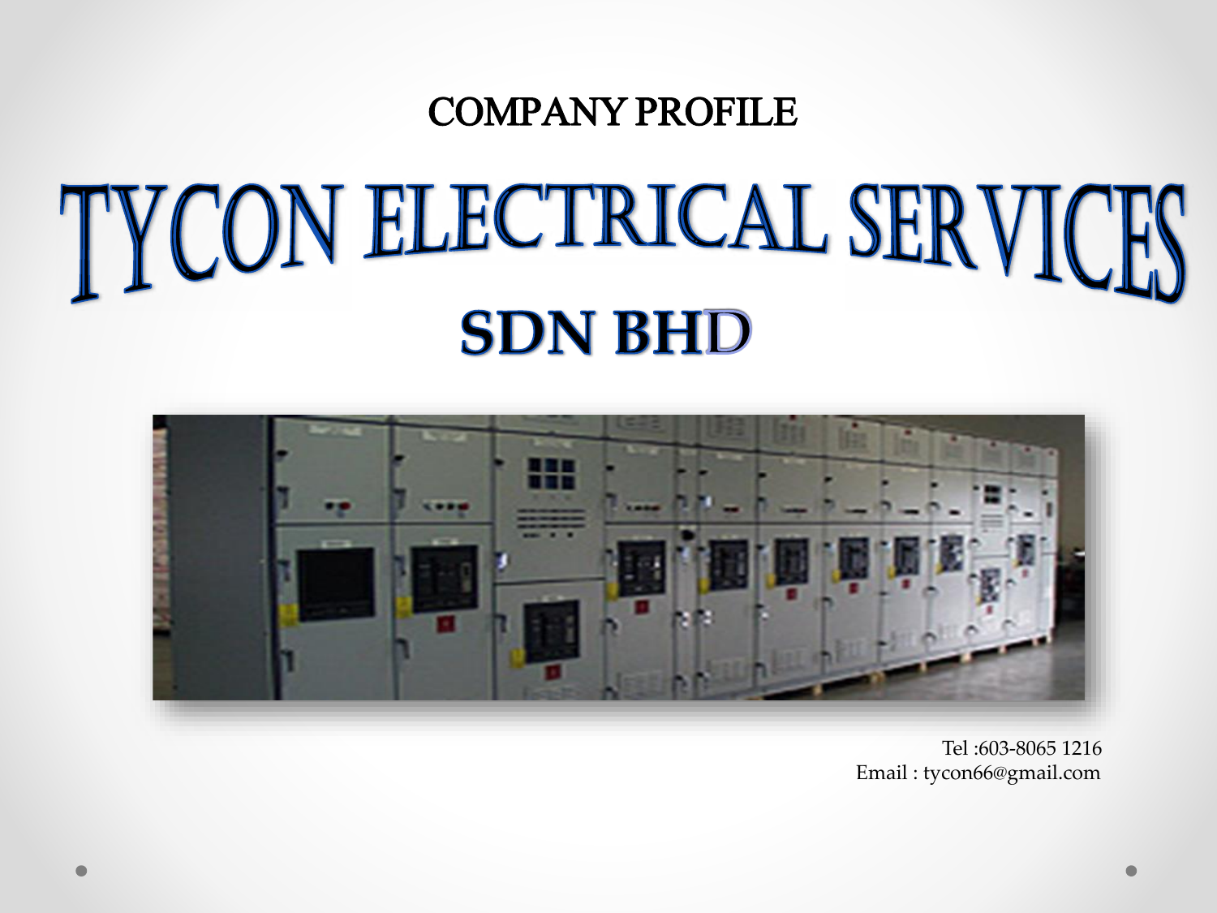COMPANY PROFILE

# TYCON ELECTRICAL SERVICES SDN BHD

Tel :603-8065 1216
Email : tycon66@gmail.com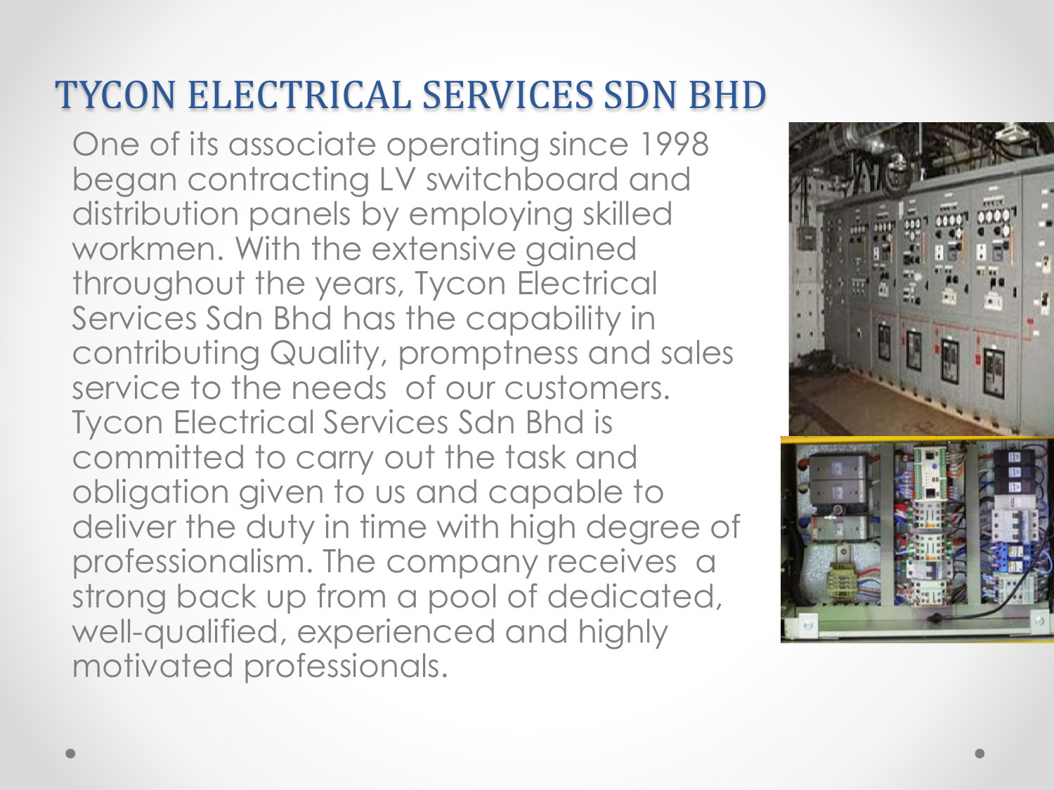# TYCON ELECTRICAL SERVICES SDN BHD

One of its associate operating since 1998 began contracting LV switchboard and distribution panels by employing skilled workmen. With the extensive gained throughout the years, Tycon Electrical Services Sdn Bhd has the capability in contributing Quality, promptness and sales service to the needs of our customers. Tycon Electrical Services Sdn Bhd is committed to carry out the task and obligation given to us and capable to deliver the duty in time with high degree of professionalism. The company receives a strong back up from a pool of dedicated, well-qualified, experienced and highly motivated professionals.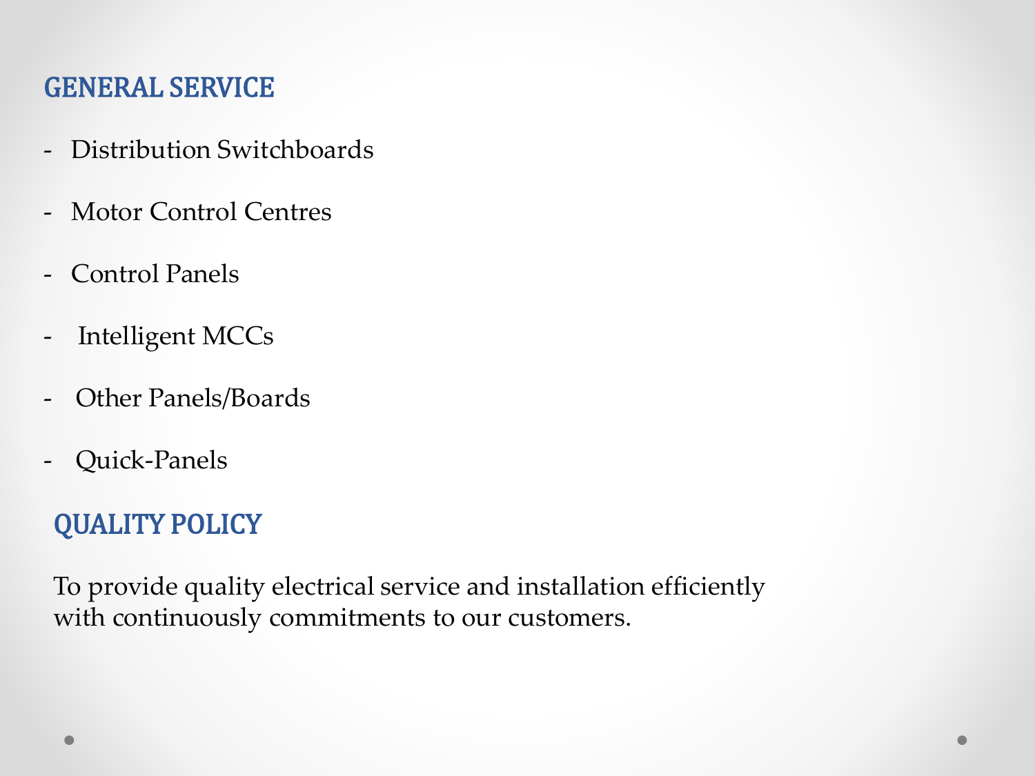## GENERAL SERVICE

- Distribution Switchboards
- Motor Control Centres
- Control Panels
- Intelligent MCCs
- Other Panels/Boards
- Quick-Panels

## QUALITY POLICY

To provide quality electrical service and installation efficiently with continuously commitments to our customers.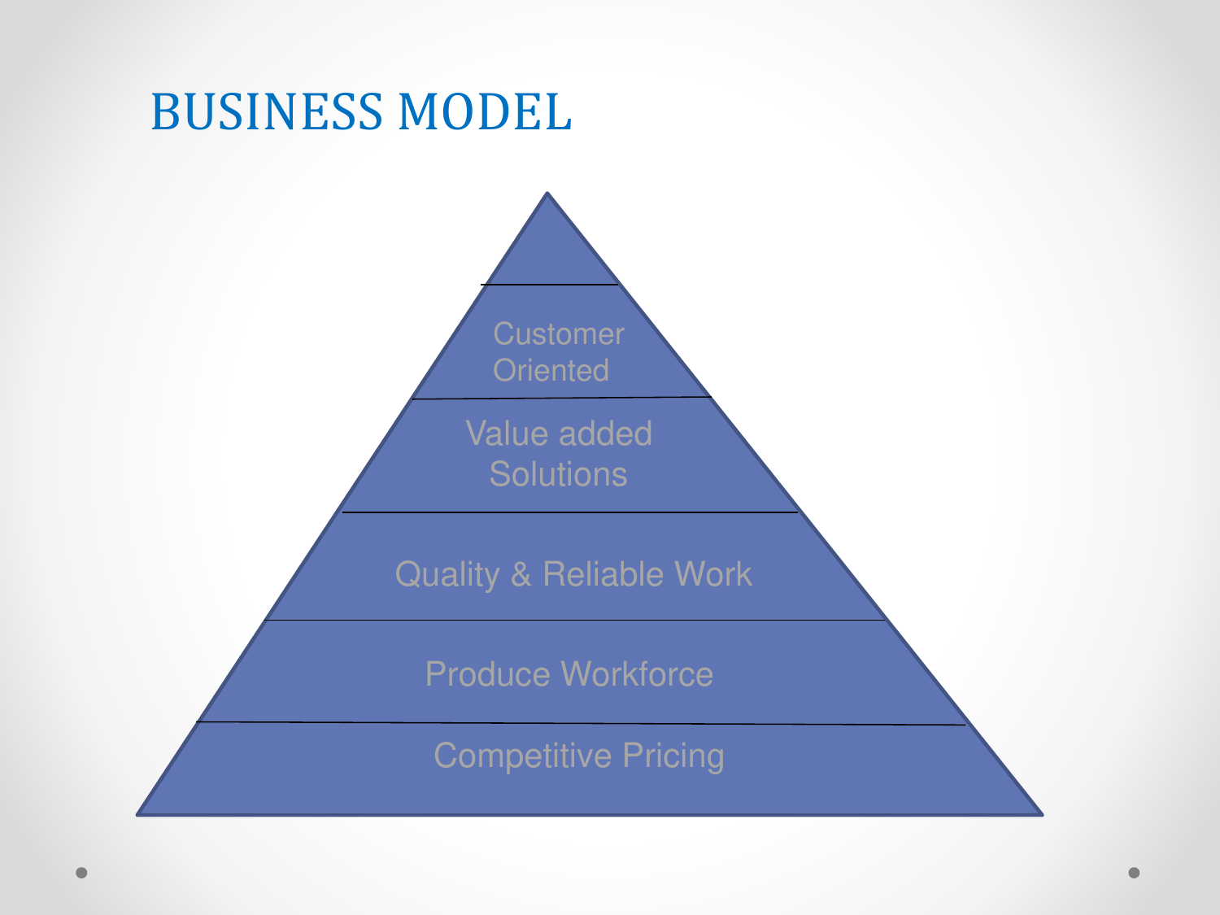# BUSINESS MODEL

- Customer Oriented
- Value added Solutions
- Quality & Reliable Work
- Produce Workforce
- Competitive Pricing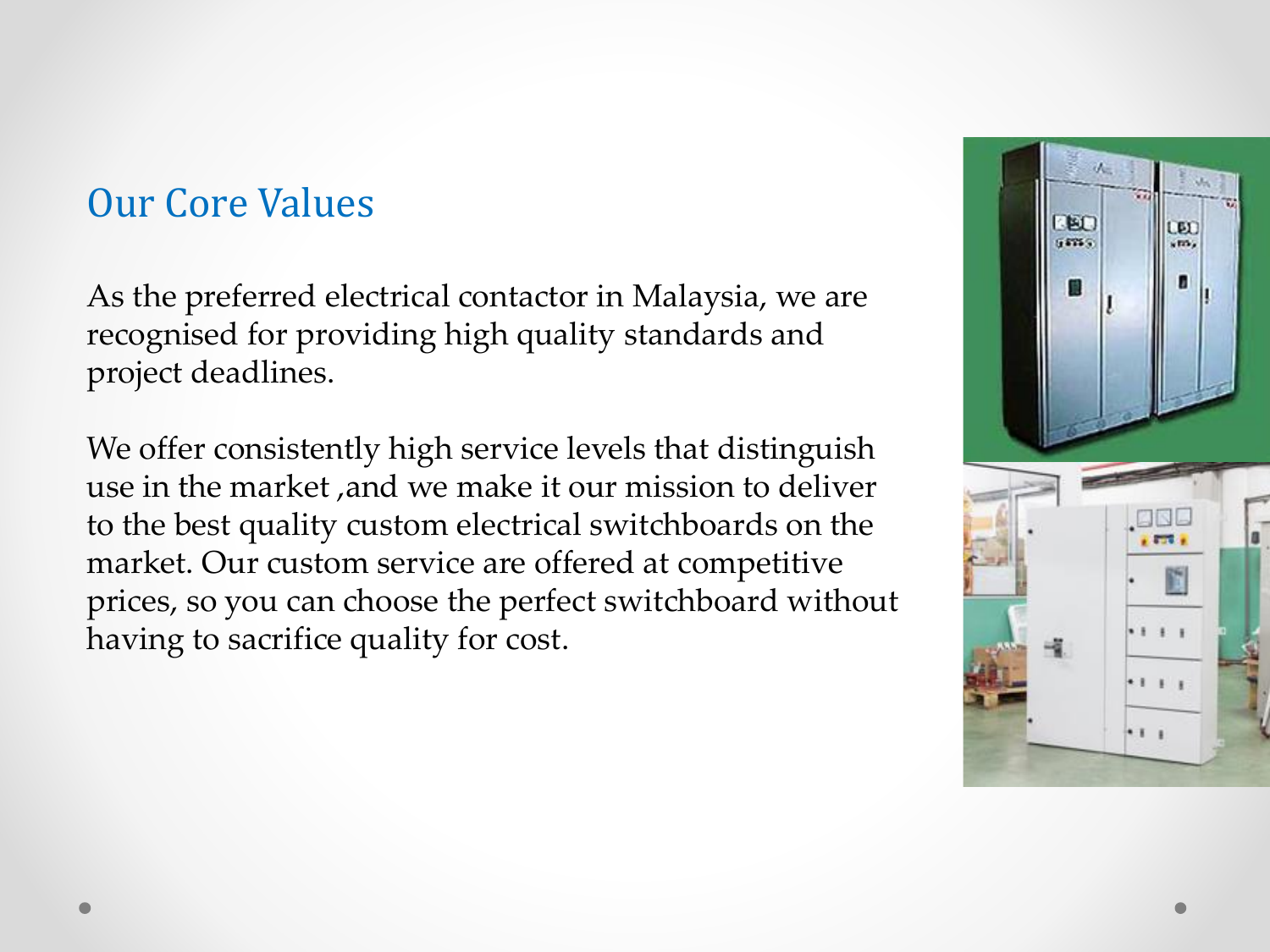## Our Core Values

As the preferred electrical contactor in Malaysia, we are recognised for providing high quality standards and project deadlines.

We offer consistently high service levels that distinguish use in the market ,and we make it our mission to deliver to the best quality custom electrical switchboards on the market. Our custom service are offered at competitive prices, so you can choose the perfect switchboard without having to sacrifice quality for cost.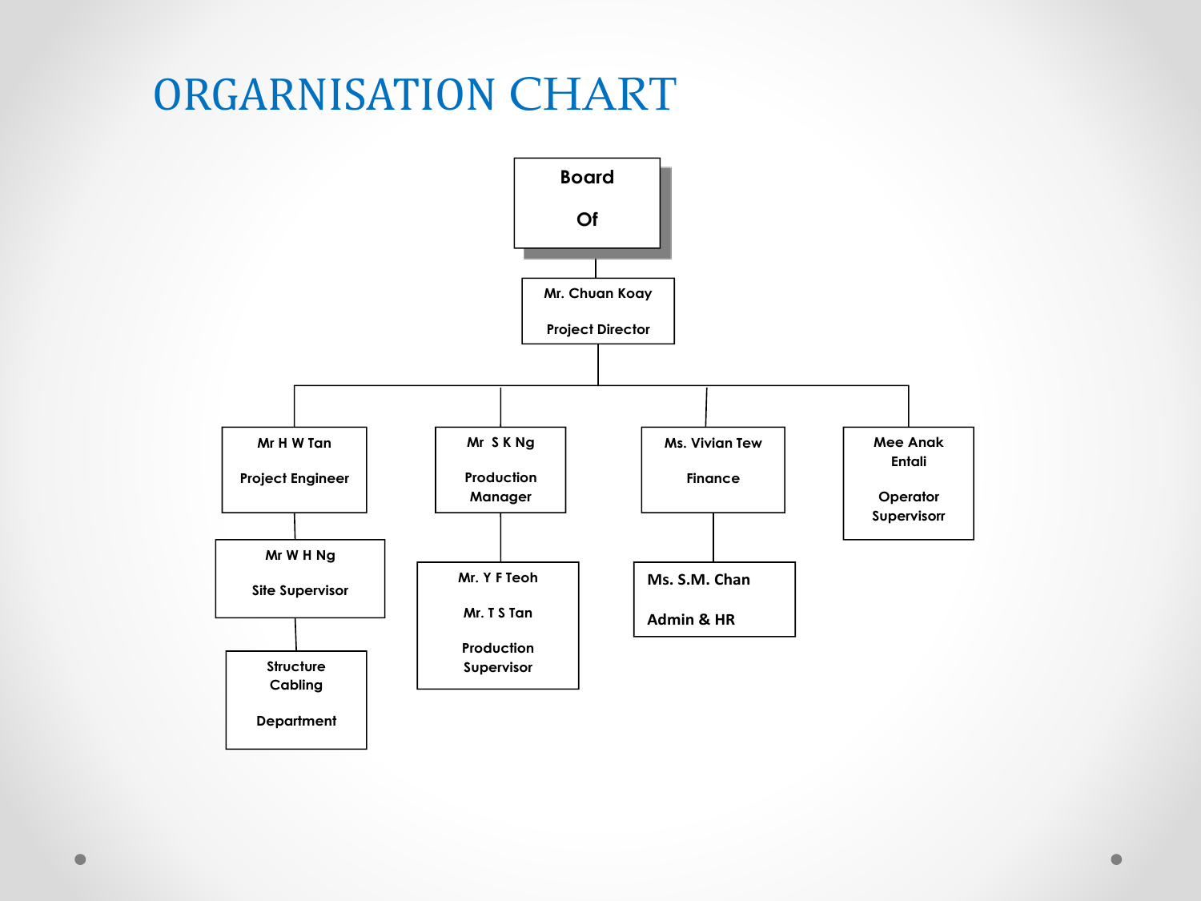# ORGARNISATION CHART

- **Board Of**
  - **Mr. Chuan Koay** – Project Director
    - **Mr H W Tan** – Project Engineer
      - **Mr W H Ng** – Site Supervisor
        - Structure Cabling Department
    - **Mr S K Ng** – Production Manager
      - **Mr. Y F Teoh**, **Mr. T S Tan** – Production Supervisor
    - **Ms. Vivian Tew** – Finance
      - **Ms. S.M. Chan** – Admin & HR
    - **Mee Anak Entali** – Operator Supervisorr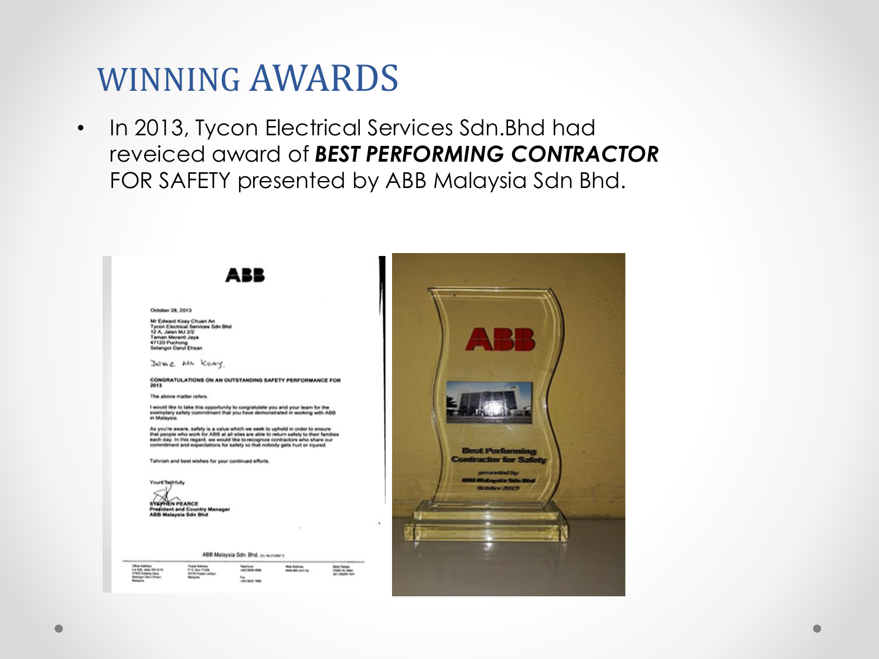# WINNING AWARDS

- In 2013, Tycon Electrical Services Sdn.Bhd had reveiced award of ***BEST PERFORMING CONTRACTOR*** FOR SAFETY presented by ABB Malaysia Sdn Bhd.

ABB

October 28, 2013

Mr Edward Koay Chuan An
Tycon Electrical Services Sdn Bhd
12 A, Jalan MJ 2/2
Taman Meranti Jaya
47120 Puchong
Selangor Darul Ehsan

Dear Mr Koay,

**CONGRATULATIONS ON AN OUTSTANDING SAFETY PERFORMANCE FOR 2013**

The above matter refers.

I would like to take this opportunity to congratulate you and your team for the exemplary safety commitment that you have demonstrated in working with ABB in Malaysia.

As you're aware, safety is a value which we seek to uphold in order to ensure that people who work for ABB at all sites are able to return safely to their families each day. In this regard, we would like to recognize contractors who share our commitment and expectations for safety so that nobody gets hurt or injured.

Tahniah and best wishes for your continued efforts.

Yours faithfully

**STEPHEN PEARCE**
**President and Country Manager**
**ABB Malaysia Sdn Bhd**

ABB Malaysia Sdn. Bhd.

ABB

Best Performing Contractor for Safety

presented by
ABB Malaysia Sdn Bhd
October 2013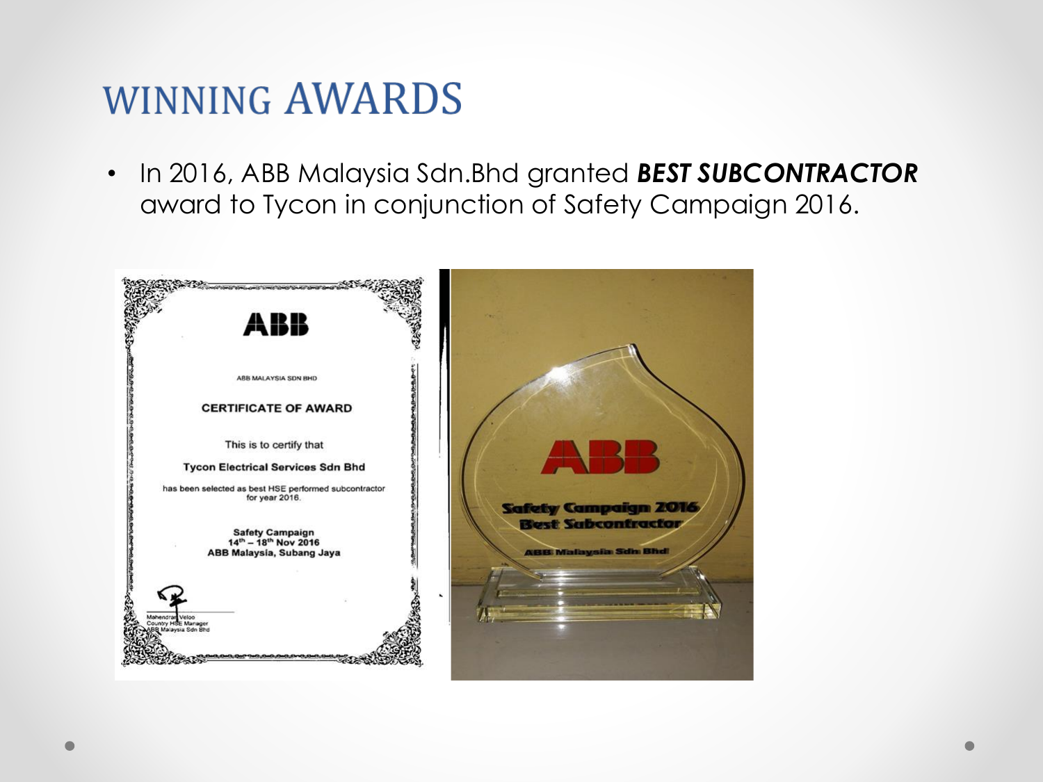# WINNING AWARDS

- In 2016, ABB Malaysia Sdn.Bhd granted ***BEST SUBCONTRACTOR*** award to Tycon in conjunction of Safety Campaign 2016.

ABB

ABB MALAYSIA SDN BHD

CERTIFICATE OF AWARD

This is to certify that

**Tycon Electrical Services Sdn Bhd**

has been selected as best HSE performed subcontractor for year 2016.

**Safety Campaign**
**14th – 18th Nov 2016**
**ABB Malaysia, Subang Jaya**

Mahendran Veloo
Country HSE Manager
ABB Malaysia Sdn Bhd

ABB
Safety Campaign 2016
Best Subcontractor
ABB Malaysia Sdn Bhd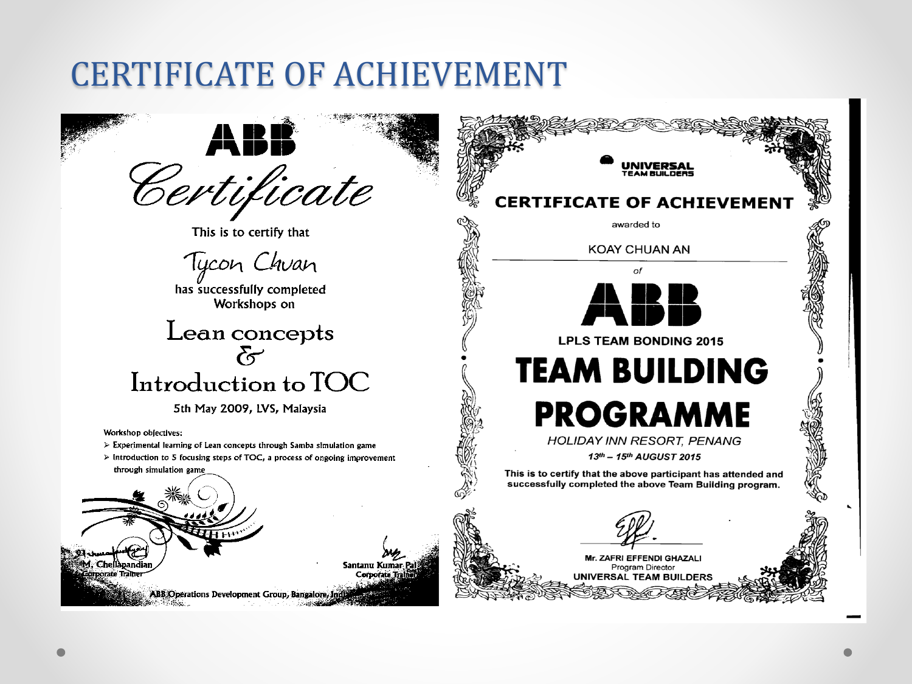# CERTIFICATE OF ACHIEVEMENT

ABB

*Certificate*

This is to certify that

Tycon Chuan

has successfully completed Workshops on

## Lean concepts & Introduction to TOC

5th May 2009, LVS, Malaysia

Workshop objectives:

- Experimental learning of Lean concepts through Samba simulation game
- Introduction to 5 focusing steps of TOC, a process of ongoing improvement through simulation game

M. Chellapandian
Corporate Trainer

Santanu Kumar Pal
Corporate Trainer

ABB Operations Development Group, Bangalore, India

---

UNIVERSAL TEAM BUILDERS

**CERTIFICATE OF ACHIEVEMENT**

awarded to

KOAY CHUAN AN

*of*

ABB

**LPLS TEAM BONDING 2015**

# TEAM BUILDING PROGRAMME

*HOLIDAY INN RESORT, PENANG*

***13th – 15th AUGUST 2015***

**This is to certify that the above participant has attended and successfully completed the above Team Building program.**

**Mr. ZAFRI EFFENDI GHAZALI**
Program Director
**UNIVERSAL TEAM BUILDERS**